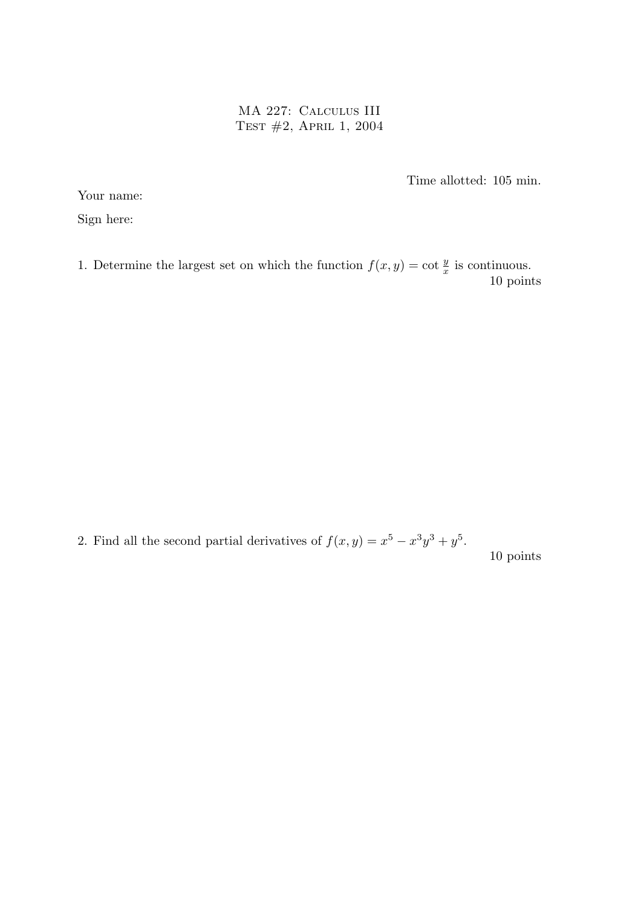MA 227: Calculus III
Test #2, April 1, 2004

Time allotted: 105 min.

Your name:

Sign here:

1. Determine the largest set on which the function $f(x, y) = \cot \frac{y}{x}$ is continuous.
10 points

2. Find all the second partial derivatives of $f(x, y) = x^5 - x^3y^3 + y^5$.
10 points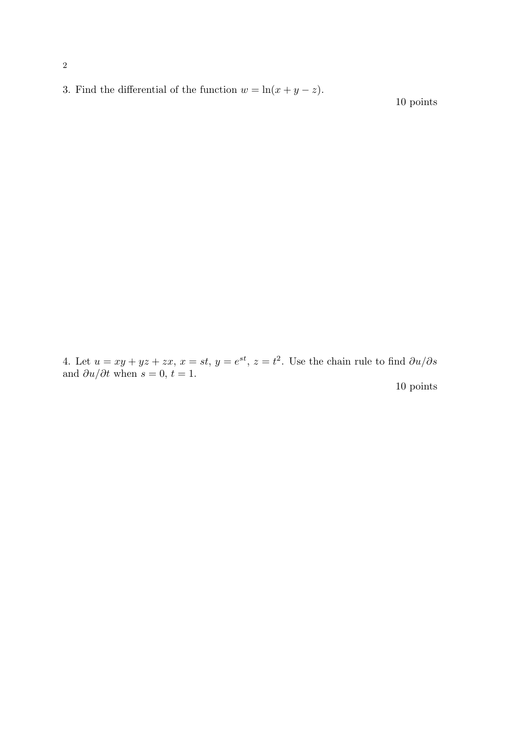3. Find the differential of the function $w = \ln(x + y - z)$.

10 points

4. Let $u = xy + yz + zx$, $x = st$, $y = e^{st}$, $z = t^2$. Use the chain rule to find $\partial u / \partial s$ and $\partial u / \partial t$ when $s = 0$, $t = 1$.

10 points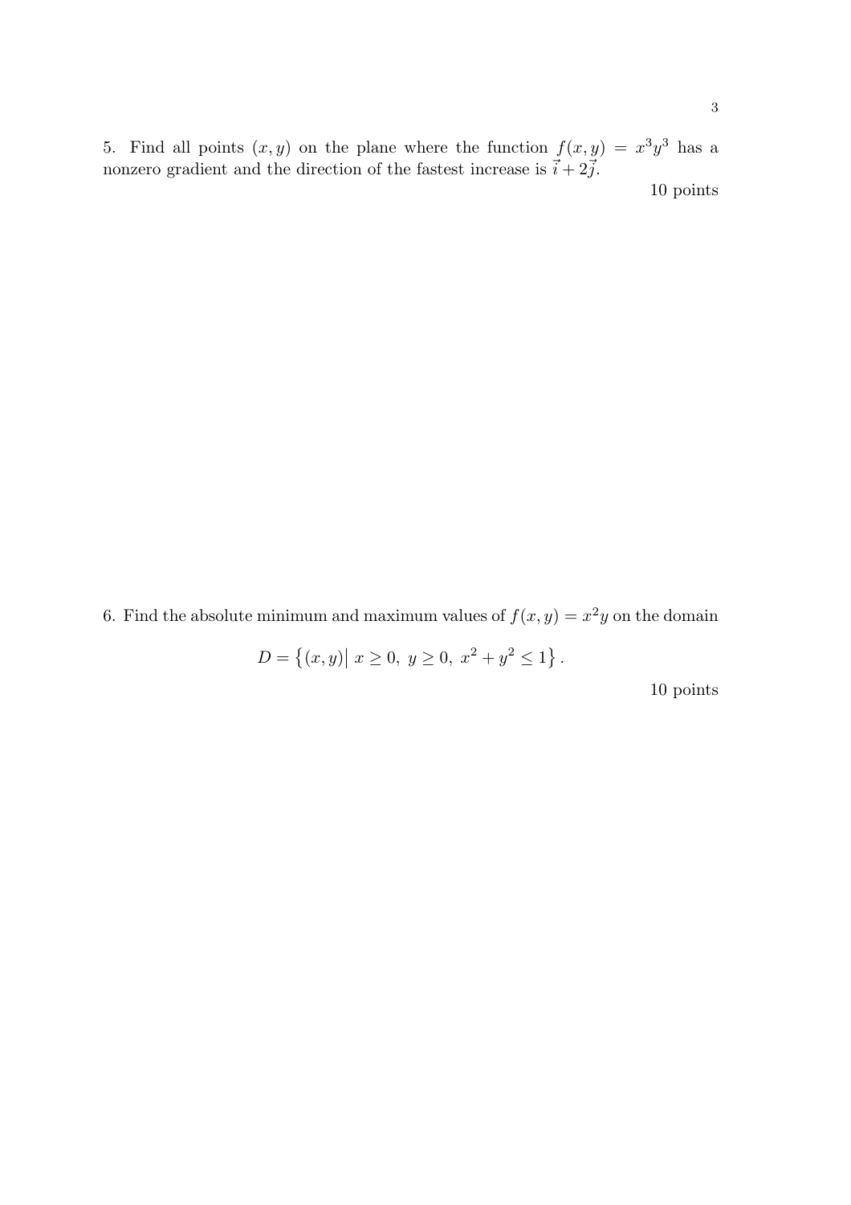5. Find all points $(x, y)$ on the plane where the function $f(x, y) = x^3y^3$ has a nonzero gradient and the direction of the fastest increase is $\vec{i} + 2\vec{j}$.

10 points

6. Find the absolute minimum and maximum values of $f(x, y) = x^2y$ on the domain

$$D = \left\{(x, y) \middle| \, x \geq 0, \; y \geq 0, \; x^2 + y^2 \leq 1\right\}.$$

10 points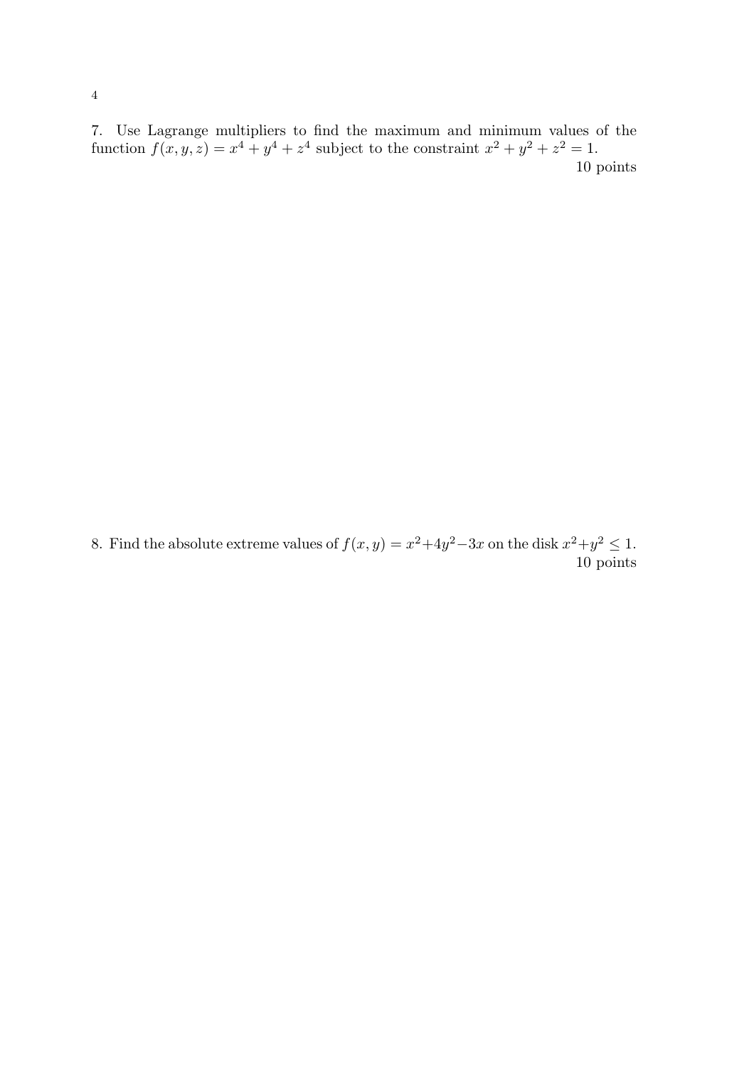7. Use Lagrange multipliers to find the maximum and minimum values of the function $f(x, y, z) = x^4 + y^4 + z^4$ subject to the constraint $x^2 + y^2 + z^2 = 1$.

10 points

8. Find the absolute extreme values of $f(x, y) = x^2 + 4y^2 - 3x$ on the disk $x^2 + y^2 \leq 1$.

10 points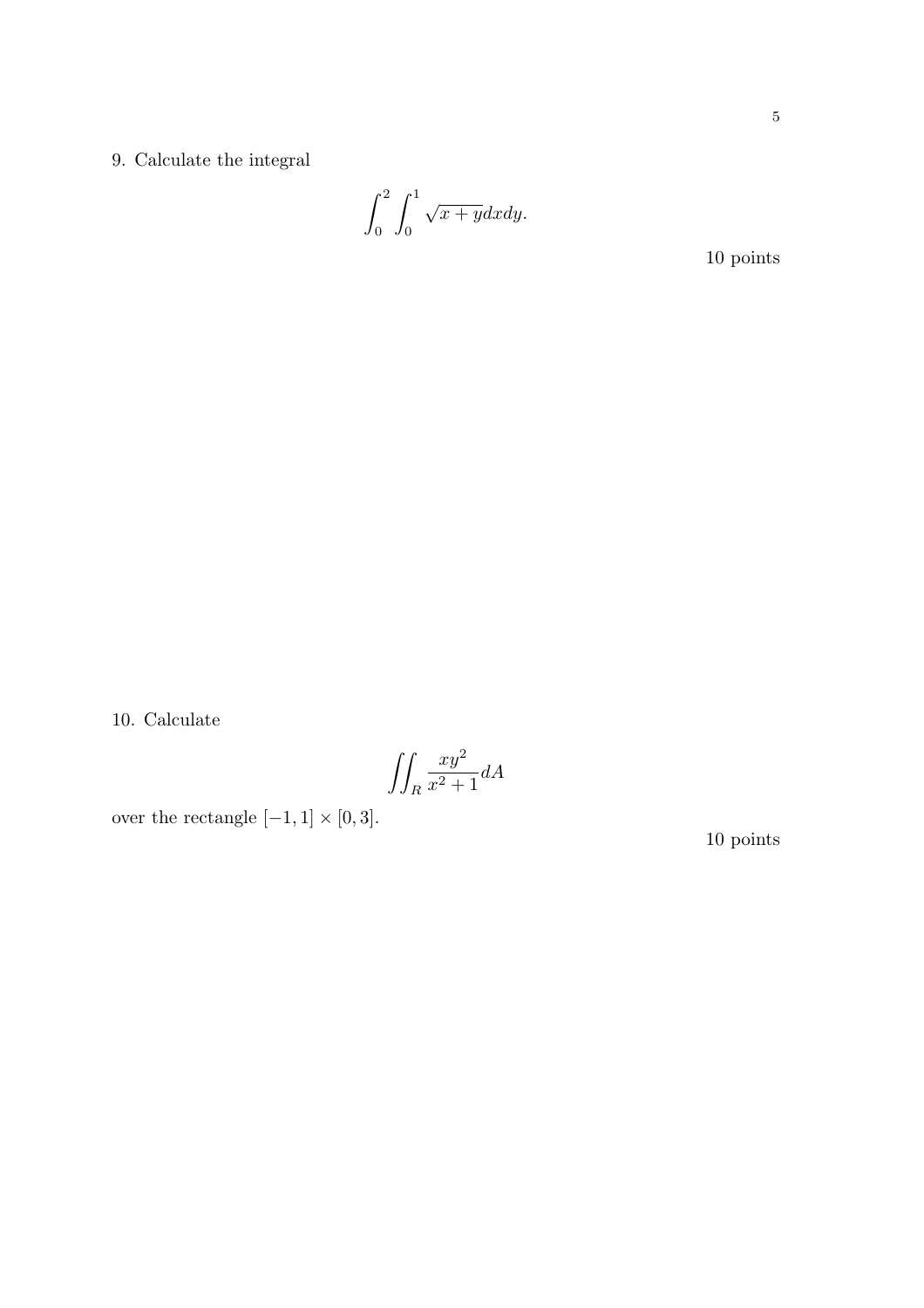9. Calculate the integral

$$\int_0^2 \int_0^1 \sqrt{x+y}dxdy.$$

10 points

10. Calculate

$$\iint_R \frac{xy^2}{x^2+1}dA$$

over the rectangle $[-1, 1] \times [0, 3]$.

10 points